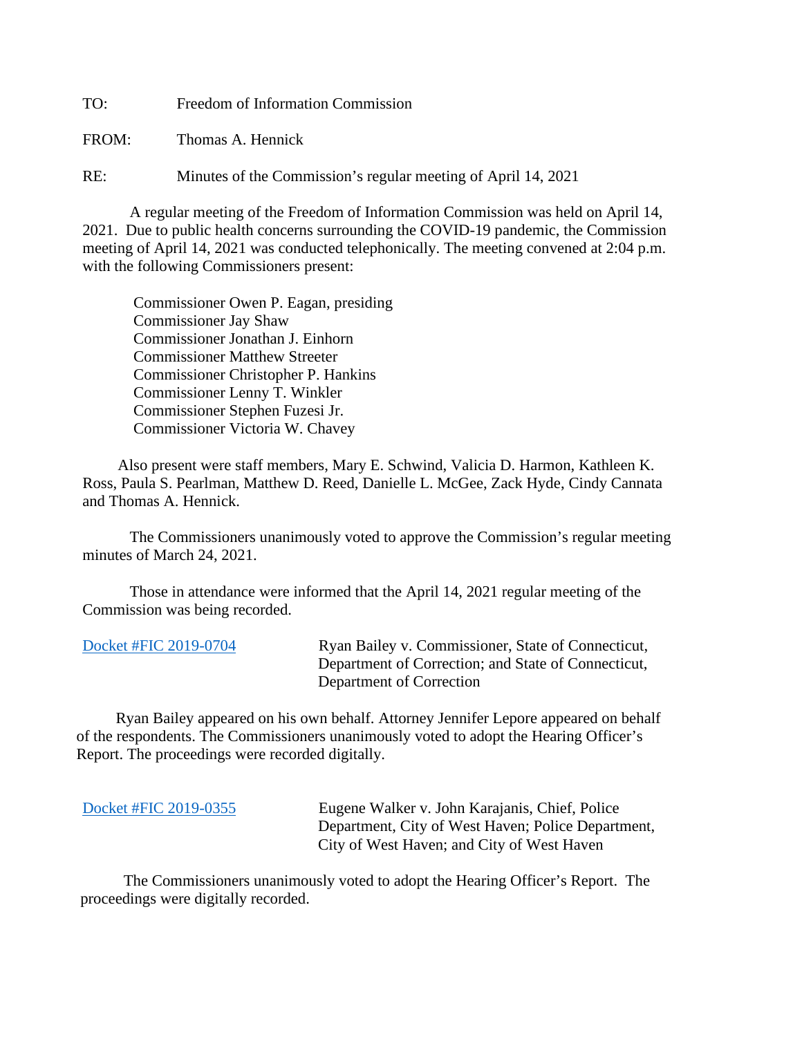TO: Freedom of Information Commission

FROM: Thomas A. Hennick

RE: Minutes of the Commission's regular meeting of April 14, 2021

A regular meeting of the Freedom of Information Commission was held on April 14, 2021. Due to public health concerns surrounding the COVID-19 pandemic, the Commission meeting of April 14, 2021 was conducted telephonically. The meeting convened at 2:04 p.m. with the following Commissioners present:

Commissioner Owen P. Eagan, presiding
Commissioner Jay Shaw
Commissioner Jonathan J. Einhorn
Commissioner Matthew Streeter
Commissioner Christopher P. Hankins
Commissioner Lenny T. Winkler
Commissioner Stephen Fuzesi Jr.
Commissioner Victoria W. Chavey

Also present were staff members, Mary E. Schwind, Valicia D. Harmon, Kathleen K. Ross, Paula S. Pearlman, Matthew D. Reed, Danielle L. McGee, Zack Hyde, Cindy Cannata and Thomas A. Hennick.

The Commissioners unanimously voted to approve the Commission's regular meeting minutes of March 24, 2021.

Those in attendance were informed that the April 14, 2021 regular meeting of the Commission was being recorded.

Docket #FIC 2019-0704 — Ryan Bailey v. Commissioner, State of Connecticut, Department of Correction; and State of Connecticut, Department of Correction

Ryan Bailey appeared on his own behalf. Attorney Jennifer Lepore appeared on behalf of the respondents. The Commissioners unanimously voted to adopt the Hearing Officer's Report. The proceedings were recorded digitally.

Docket #FIC 2019-0355 — Eugene Walker v. John Karajanis, Chief, Police Department, City of West Haven; Police Department, City of West Haven; and City of West Haven

The Commissioners unanimously voted to adopt the Hearing Officer's Report. The proceedings were digitally recorded.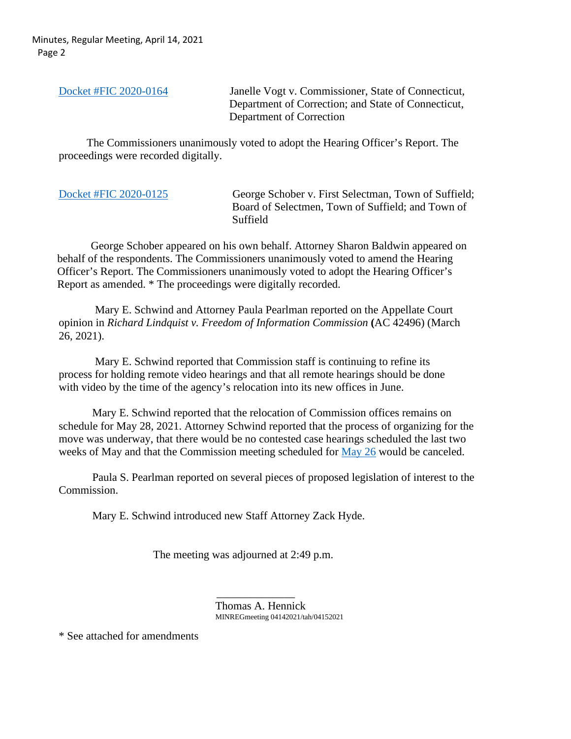[Docket #FIC 2020-0164](#) Janelle Vogt v. Commissioner, State of Connecticut, Department of Correction; and State of Connecticut, Department of Correction

The Commissioners unanimously voted to adopt the Hearing Officer's Report. The proceedings were recorded digitally.

[Docket #FIC 2020-0125](#) George Schober v. First Selectman, Town of Suffield; Board of Selectmen, Town of Suffield; and Town of Suffield

George Schober appeared on his own behalf. Attorney Sharon Baldwin appeared on behalf of the respondents. The Commissioners unanimously voted to amend the Hearing Officer's Report. The Commissioners unanimously voted to adopt the Hearing Officer's Report as amended. * The proceedings were digitally recorded.

Mary E. Schwind and Attorney Paula Pearlman reported on the Appellate Court opinion in *Richard Lindquist v. Freedom of Information Commission* **(**AC 42496) (March 26, 2021).

Mary E. Schwind reported that Commission staff is continuing to refine its process for holding remote video hearings and that all remote hearings should be done with video by the time of the agency's relocation into its new offices in June.

Mary E. Schwind reported that the relocation of Commission offices remains on schedule for May 28, 2021. Attorney Schwind reported that the process of organizing for the move was underway, that there would be no contested case hearings scheduled the last two weeks of May and that the Commission meeting scheduled for [May 26](#) would be canceled.

Paula S. Pearlman reported on several pieces of proposed legislation of interest to the Commission.

Mary E. Schwind introduced new Staff Attorney Zack Hyde.

The meeting was adjourned at 2:49 p.m.

\_\_\_\_\_\_\_\_\_\_\_\_\_\_\_

Thomas A. Hennick

MINREGmeeting 04142021/tah/04152021

* See attached for amendments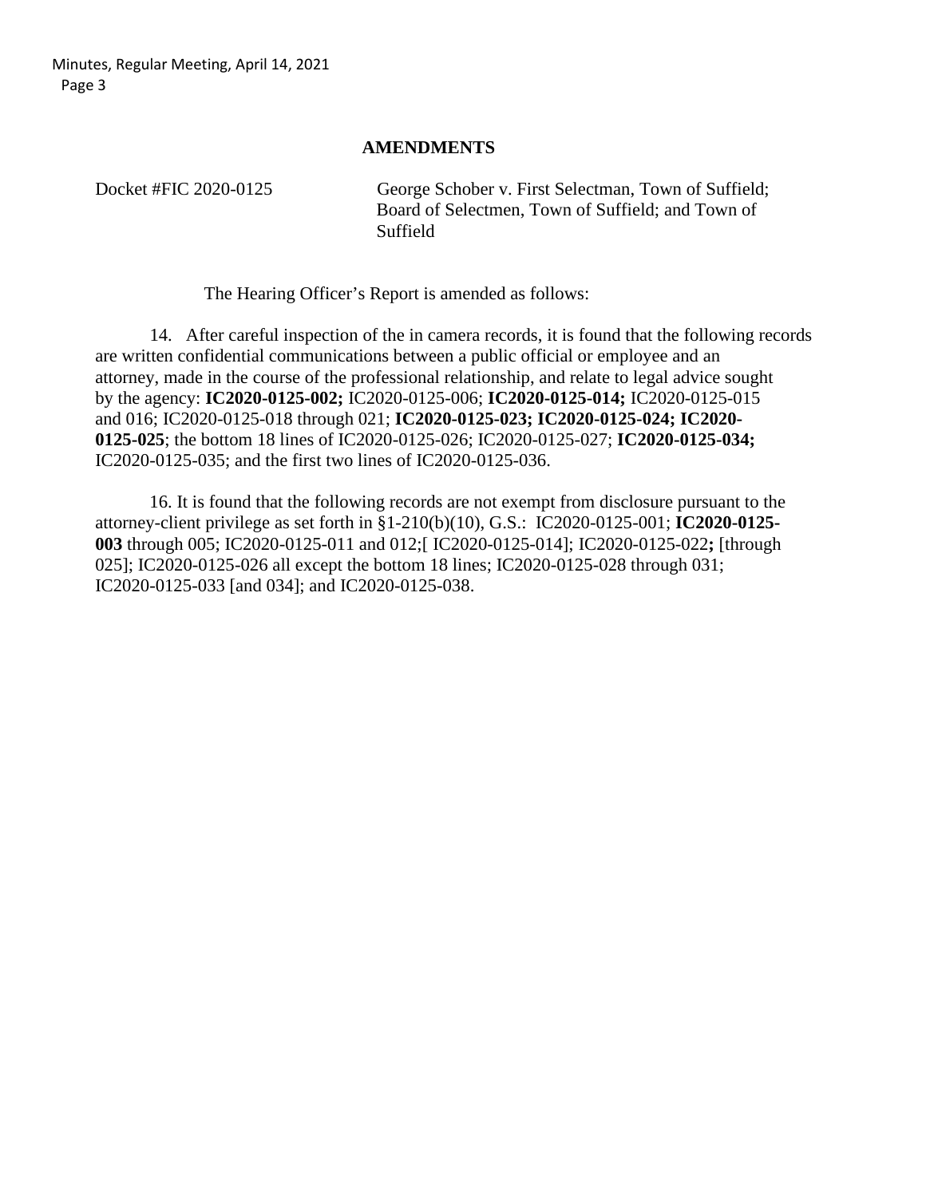## AMENDMENTS

Docket #FIC 2020-0125 George Schober v. First Selectman, Town of Suffield; Board of Selectmen, Town of Suffield; and Town of Suffield

The Hearing Officer's Report is amended as follows:

14. After careful inspection of the in camera records, it is found that the following records are written confidential communications between a public official or employee and an attorney, made in the course of the professional relationship, and relate to legal advice sought by the agency: **IC2020-0125-002;** IC2020-0125-006; **IC2020-0125-014;** IC2020-0125-015 and 016; IC2020-0125-018 through 021; **IC2020-0125-023; IC2020-0125-024; IC2020-0125-025**; the bottom 18 lines of IC2020-0125-026; IC2020-0125-027; **IC2020-0125-034;** IC2020-0125-035; and the first two lines of IC2020-0125-036.

16. It is found that the following records are not exempt from disclosure pursuant to the attorney-client privilege as set forth in §1-210(b)(10), G.S.: IC2020-0125-001; **IC2020-0125-003** through 005; IC2020-0125-011 and 012;[ IC2020-0125-014]; IC2020-0125-022**;** [through 025]; IC2020-0125-026 all except the bottom 18 lines; IC2020-0125-028 through 031; IC2020-0125-033 [and 034]; and IC2020-0125-038.